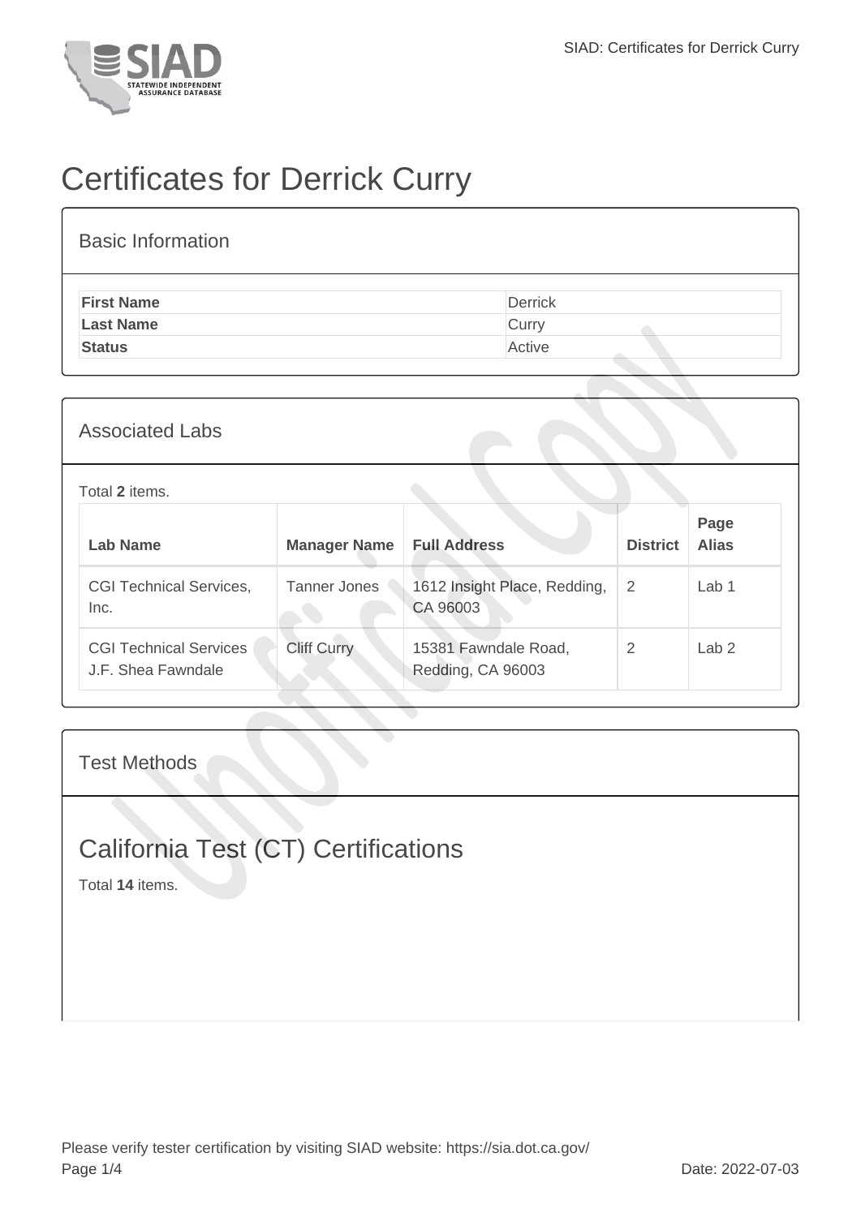# Certificates for Derrick Curry

## Basic Information

| | |
|---|---|
| **First Name** | Derrick |
| **Last Name** | Curry |
| **Status** | Active |

## Associated Labs

Total **2** items.

| Lab Name | Manager Name | Full Address | District | Page Alias |
|---|---|---|---|---|
| CGI Technical Services, Inc. | Tanner Jones | 1612 Insight Place, Redding, CA 96003 | 2 | Lab 1 |
| CGI Technical Services J.F. Shea Fawndale | Cliff Curry | 15381 Fawndale Road, Redding, CA 96003 | 2 | Lab 2 |

## Test Methods

### California Test (CT) Certifications

Total **14** items.

Please verify tester certification by visiting SIAD website: https://sia.dot.ca.gov/

Date: 2022-07-03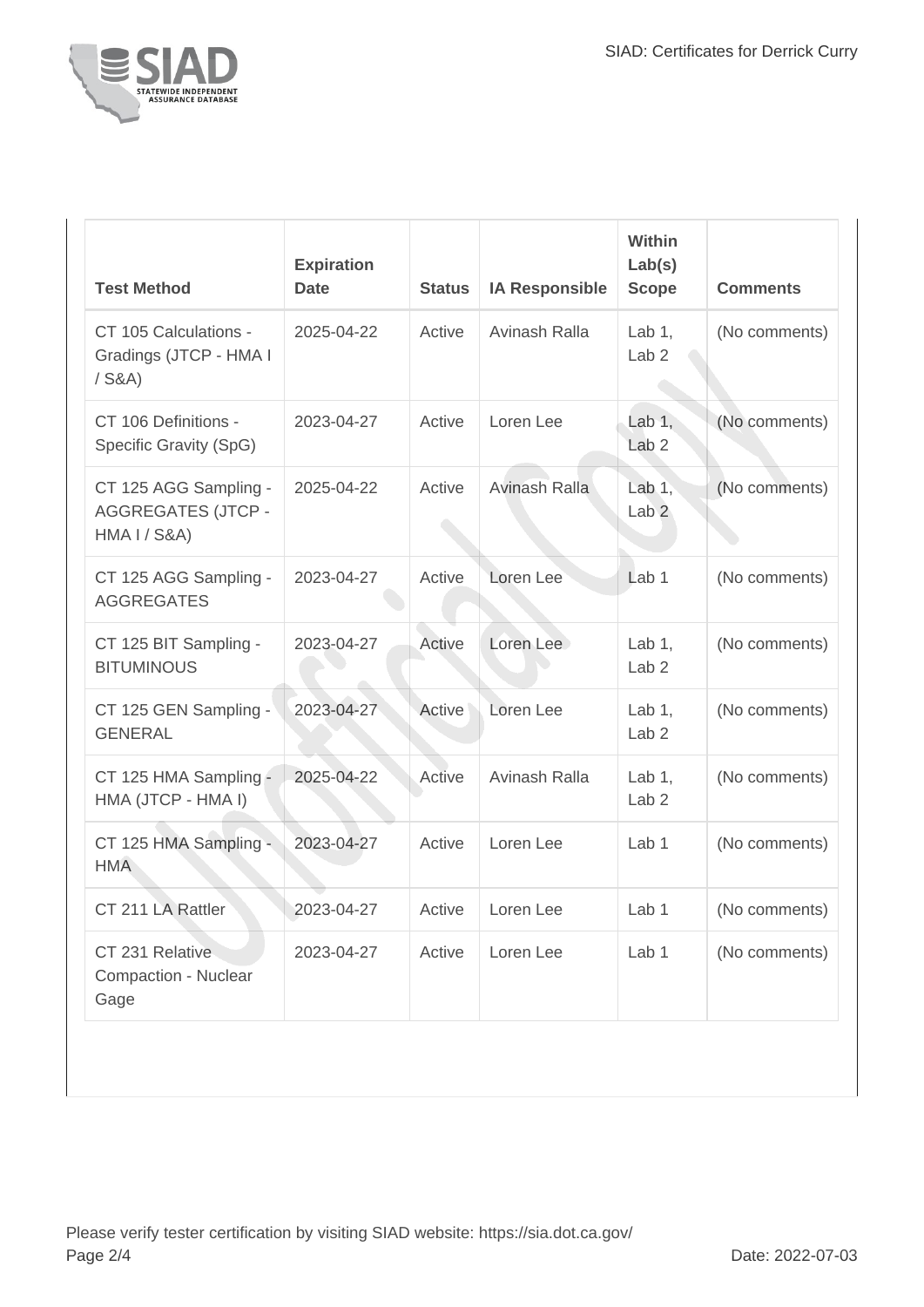| Test Method | Expiration Date | Status | IA Responsible | Within Lab(s) Scope | Comments |
| --- | --- | --- | --- | --- | --- |
| CT 105 Calculations - Gradings (JTCP - HMA I / S&A) | 2025-04-22 | Active | Avinash Ralla | Lab 1, Lab 2 | (No comments) |
| CT 106 Definitions - Specific Gravity (SpG) | 2023-04-27 | Active | Loren Lee | Lab 1, Lab 2 | (No comments) |
| CT 125 AGG Sampling - AGGREGATES (JTCP - HMA I / S&A) | 2025-04-22 | Active | Avinash Ralla | Lab 1, Lab 2 | (No comments) |
| CT 125 AGG Sampling - AGGREGATES | 2023-04-27 | Active | Loren Lee | Lab 1 | (No comments) |
| CT 125 BIT Sampling - BITUMINOUS | 2023-04-27 | Active | Loren Lee | Lab 1, Lab 2 | (No comments) |
| CT 125 GEN Sampling - GENERAL | 2023-04-27 | Active | Loren Lee | Lab 1, Lab 2 | (No comments) |
| CT 125 HMA Sampling - HMA (JTCP - HMA I) | 2025-04-22 | Active | Avinash Ralla | Lab 1, Lab 2 | (No comments) |
| CT 125 HMA Sampling - HMA | 2023-04-27 | Active | Loren Lee | Lab 1 | (No comments) |
| CT 211 LA Rattler | 2023-04-27 | Active | Loren Lee | Lab 1 | (No comments) |
| CT 231 Relative Compaction - Nuclear Gage | 2023-04-27 | Active | Loren Lee | Lab 1 | (No comments) |

Please verify tester certification by visiting SIAD website: https://sia.dot.ca.gov/

Date: 2022-07-03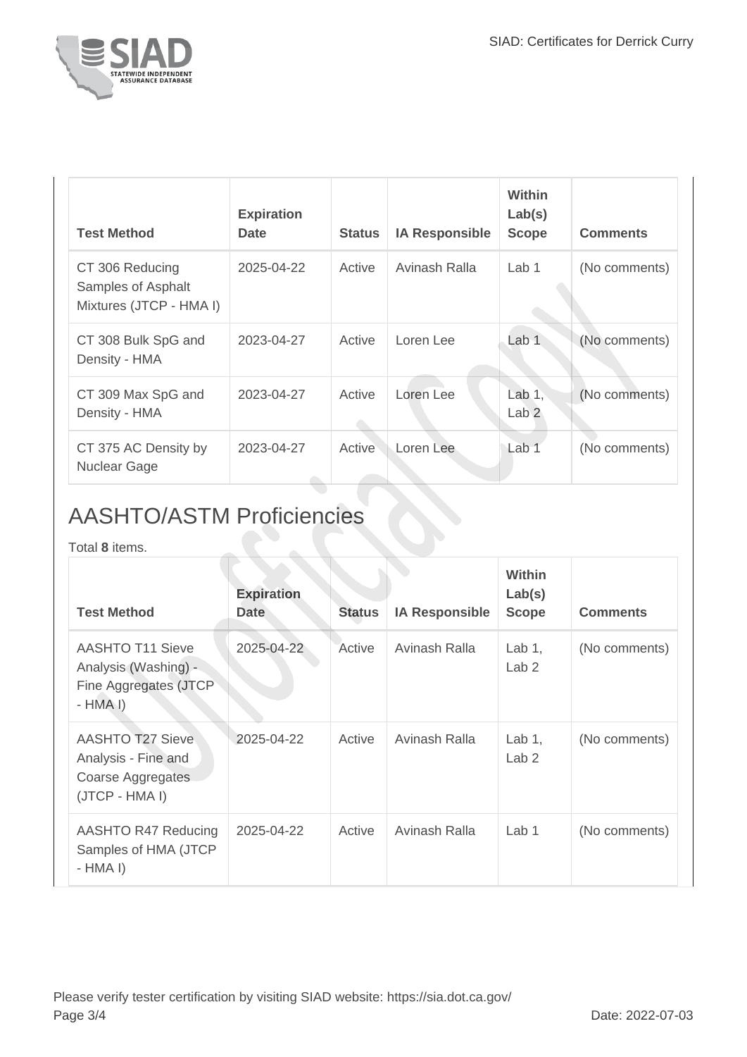| Test Method | Expiration Date | Status | IA Responsible | Within Lab(s) Scope | Comments |
|---|---|---|---|---|---|
| CT 306 Reducing Samples of Asphalt Mixtures (JTCP - HMA I) | 2025-04-22 | Active | Avinash Ralla | Lab 1 | (No comments) |
| CT 308 Bulk SpG and Density - HMA | 2023-04-27 | Active | Loren Lee | Lab 1 | (No comments) |
| CT 309 Max SpG and Density - HMA | 2023-04-27 | Active | Loren Lee | Lab 1, Lab 2 | (No comments) |
| CT 375 AC Density by Nuclear Gage | 2023-04-27 | Active | Loren Lee | Lab 1 | (No comments) |

## AASHTO/ASTM Proficiencies

Total **8** items.

| Test Method | Expiration Date | Status | IA Responsible | Within Lab(s) Scope | Comments |
|---|---|---|---|---|---|
| AASHTO T11 Sieve Analysis (Washing) - Fine Aggregates (JTCP - HMA I) | 2025-04-22 | Active | Avinash Ralla | Lab 1, Lab 2 | (No comments) |
| AASHTO T27 Sieve Analysis - Fine and Coarse Aggregates (JTCP - HMA I) | 2025-04-22 | Active | Avinash Ralla | Lab 1, Lab 2 | (No comments) |
| AASHTO R47 Reducing Samples of HMA (JTCP - HMA I) | 2025-04-22 | Active | Avinash Ralla | Lab 1 | (No comments) |

Please verify tester certification by visiting SIAD website: https://sia.dot.ca.gov/

Date: 2022-07-03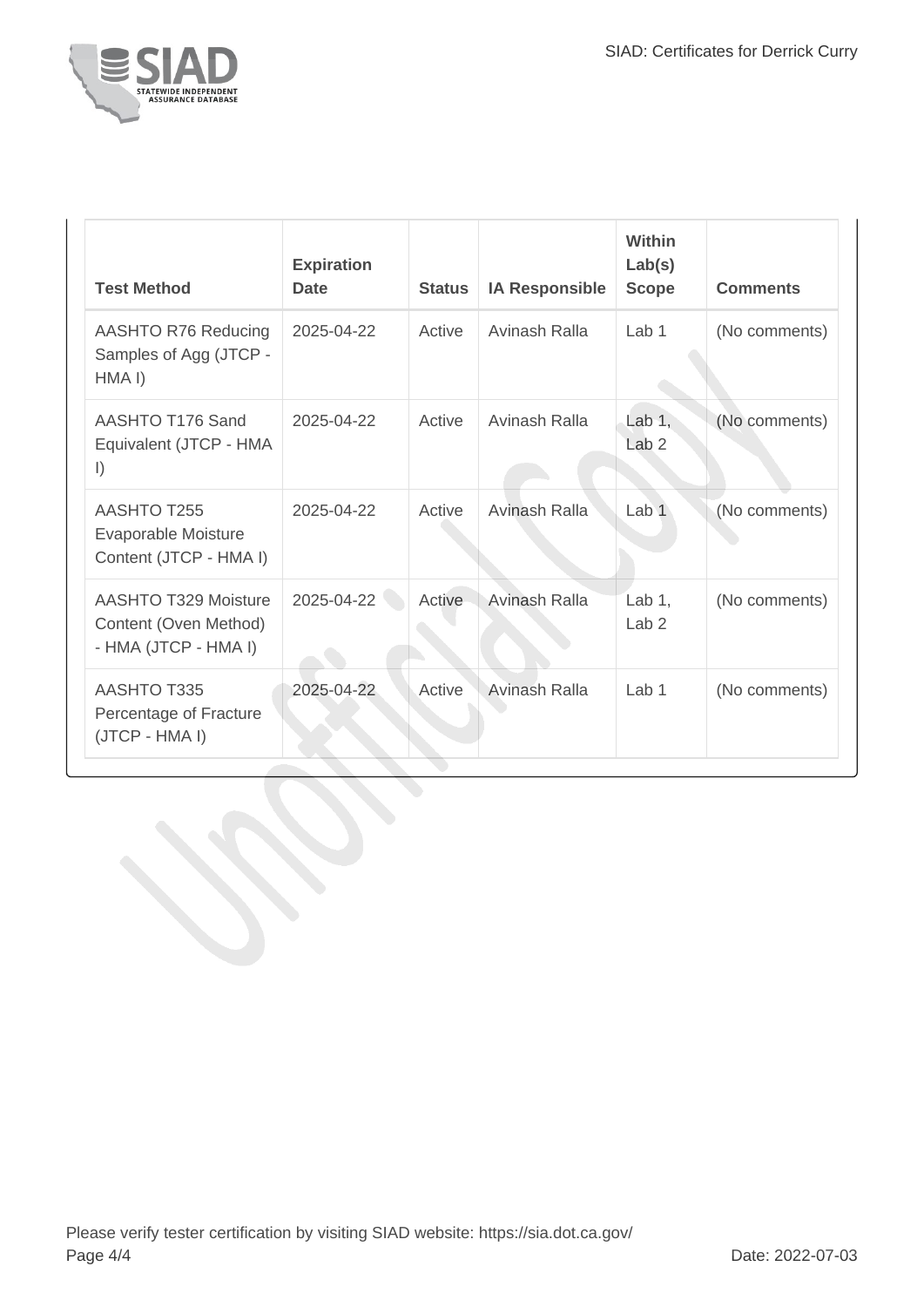| Test Method | Expiration Date | Status | IA Responsible | Within Lab(s) Scope | Comments |
| --- | --- | --- | --- | --- | --- |
| AASHTO R76 Reducing Samples of Agg (JTCP - HMA I) | 2025-04-22 | Active | Avinash Ralla | Lab 1 | (No comments) |
| AASHTO T176 Sand Equivalent (JTCP - HMA I) | 2025-04-22 | Active | Avinash Ralla | Lab 1, Lab 2 | (No comments) |
| AASHTO T255 Evaporable Moisture Content (JTCP - HMA I) | 2025-04-22 | Active | Avinash Ralla | Lab 1 | (No comments) |
| AASHTO T329 Moisture Content (Oven Method) - HMA (JTCP - HMA I) | 2025-04-22 | Active | Avinash Ralla | Lab 1, Lab 2 | (No comments) |
| AASHTO T335 Percentage of Fracture (JTCP - HMA I) | 2025-04-22 | Active | Avinash Ralla | Lab 1 | (No comments) |

Please verify tester certification by visiting SIAD website: https://sia.dot.ca.gov/

Date: 2022-07-03